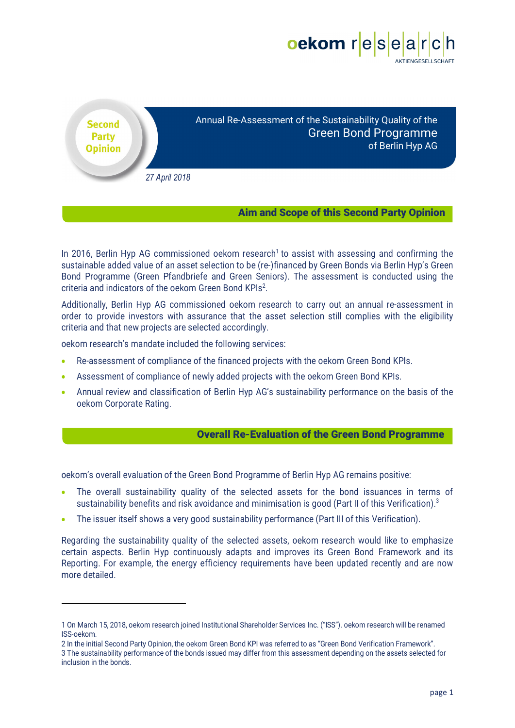oekom research AKTIENGESELLSCHAFT

Second Party Opinion

# Annual Re-Assessment of the Sustainability Quality of the Green Bond Programme of Berlin Hyp AG

*27 April 2018*

## Aim and Scope of this Second Party Opinion

In 2016, Berlin Hyp AG commissioned oekom research[1] to assist with assessing and confirming the sustainable added value of an asset selection to be (re-)financed by Green Bonds via Berlin Hyp's Green Bond Programme (Green Pfandbriefe and Green Seniors). The assessment is conducted using the criteria and indicators of the oekom Green Bond KPIs[2].

Additionally, Berlin Hyp AG commissioned oekom research to carry out an annual re-assessment in order to provide investors with assurance that the asset selection still complies with the eligibility criteria and that new projects are selected accordingly.

oekom research's mandate included the following services:

- Re-assessment of compliance of the financed projects with the oekom Green Bond KPIs.
- Assessment of compliance of newly added projects with the oekom Green Bond KPIs.
- Annual review and classification of Berlin Hyp AG's sustainability performance on the basis of the oekom Corporate Rating.

## Overall Re-Evaluation of the Green Bond Programme

oekom's overall evaluation of the Green Bond Programme of Berlin Hyp AG remains positive:

- The overall sustainability quality of the selected assets for the bond issuances in terms of sustainability benefits and risk avoidance and minimisation is good (Part II of this Verification).[3]
- The issuer itself shows a very good sustainability performance (Part III of this Verification).

Regarding the sustainability quality of the selected assets, oekom research would like to emphasize certain aspects. Berlin Hyp continuously adapts and improves its Green Bond Framework and its Reporting. For example, the energy efficiency requirements have been updated recently and are now more detailed.

---

1 On March 15, 2018, oekom research joined Institutional Shareholder Services Inc. ("ISS"). oekom research will be renamed ISS-oekom.

2 In the initial Second Party Opinion, the oekom Green Bond KPI was referred to as "Green Bond Verification Framework".

3 The sustainability performance of the bonds issued may differ from this assessment depending on the assets selected for inclusion in the bonds.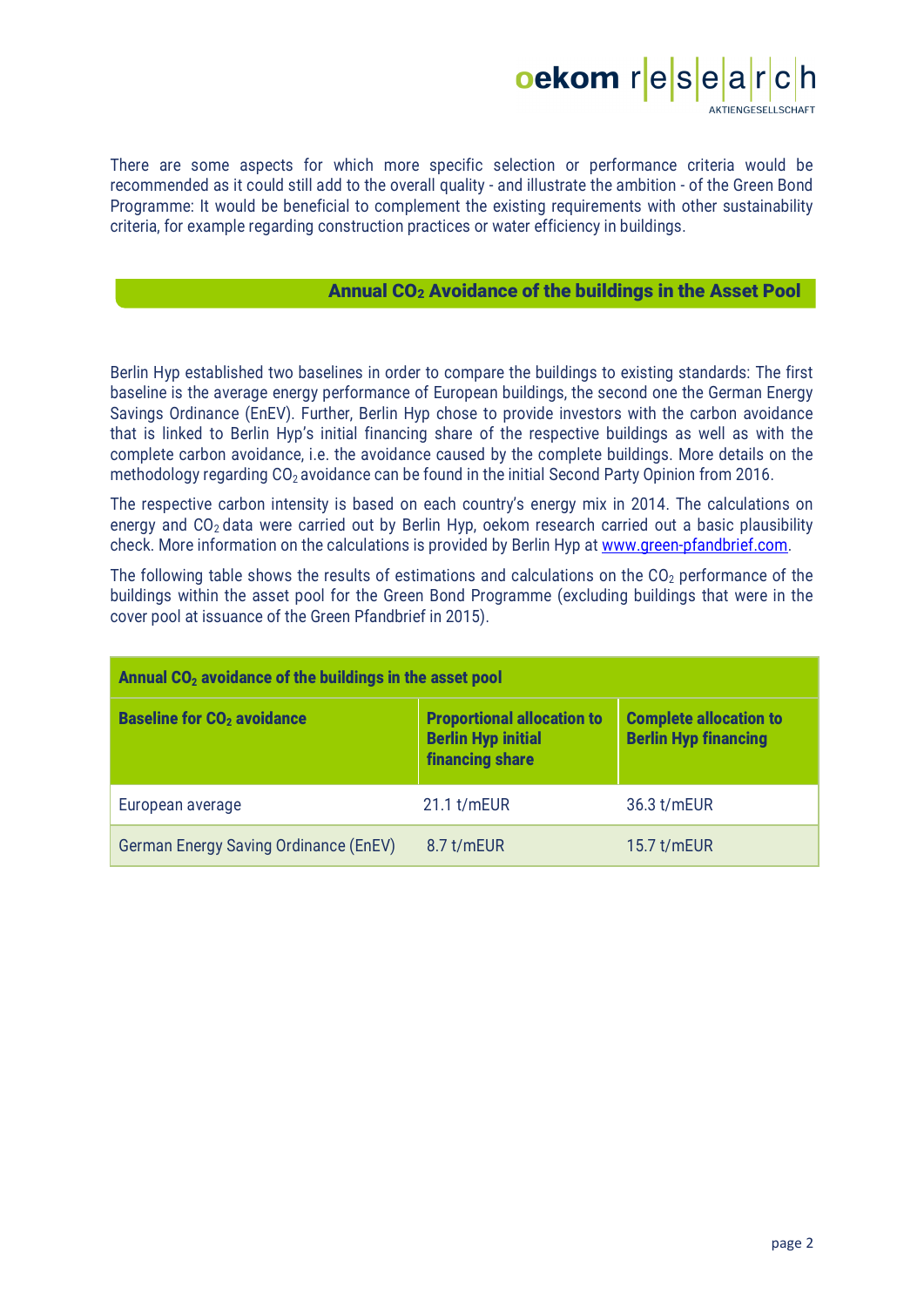There are some aspects for which more specific selection or performance criteria would be recommended as it could still add to the overall quality - and illustrate the ambition - of the Green Bond Programme: It would be beneficial to complement the existing requirements with other sustainability criteria, for example regarding construction practices or water efficiency in buildings.

## Annual $CO_2$ Avoidance of the buildings in the Asset Pool

Berlin Hyp established two baselines in order to compare the buildings to existing standards: The first baseline is the average energy performance of European buildings, the second one the German Energy Savings Ordinance (EnEV). Further, Berlin Hyp chose to provide investors with the carbon avoidance that is linked to Berlin Hyp's initial financing share of the respective buildings as well as with the complete carbon avoidance, i.e. the avoidance caused by the complete buildings. More details on the methodology regarding $CO_2$ avoidance can be found in the initial Second Party Opinion from 2016.

The respective carbon intensity is based on each country's energy mix in 2014. The calculations on energy and $CO_2$ data were carried out by Berlin Hyp, oekom research carried out a basic plausibility check. More information on the calculations is provided by Berlin Hyp at www.green-pfandbrief.com.

The following table shows the results of estimations and calculations on the $CO_2$ performance of the buildings within the asset pool for the Green Bond Programme (excluding buildings that were in the cover pool at issuance of the Green Pfandbrief in 2015).

| **Annual $CO_2$ avoidance of the buildings in the asset pool** | | |
|---|---|---|
| **Baseline for $CO_2$ avoidance** | **Proportional allocation to Berlin Hyp initial financing share** | **Complete allocation to Berlin Hyp financing** |
| European average | 21.1 t/mEUR | 36.3 t/mEUR |
| German Energy Saving Ordinance (EnEV) | 8.7 t/mEUR | 15.7 t/mEUR |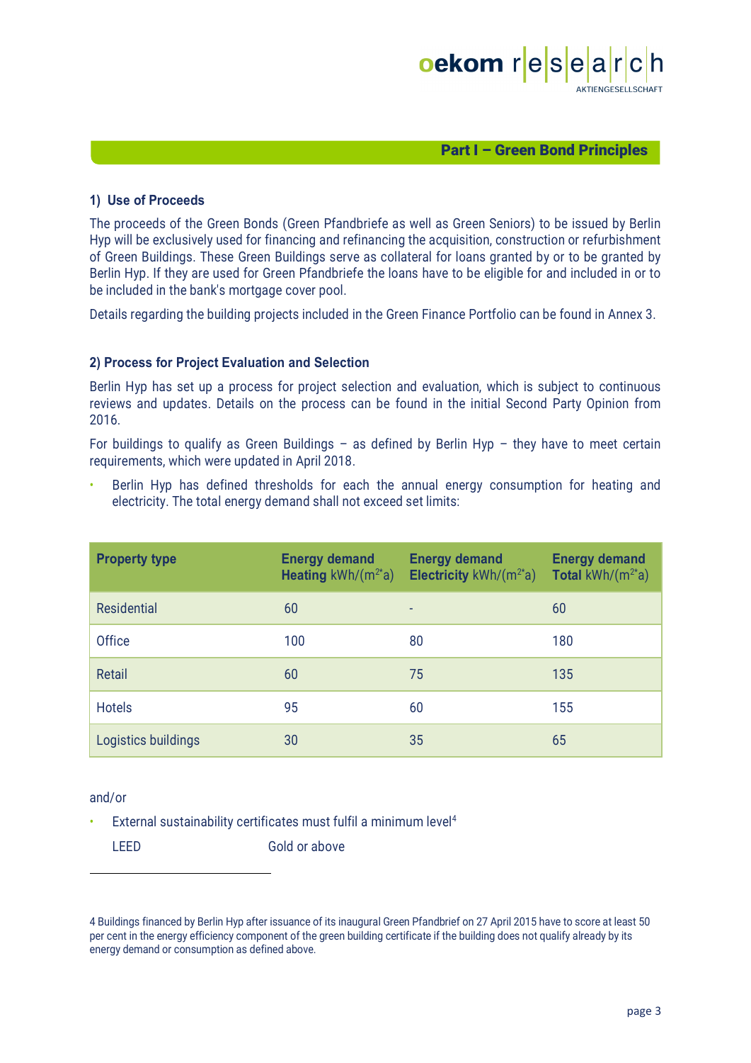## Part I – Green Bond Principles

### 1) Use of Proceeds

The proceeds of the Green Bonds (Green Pfandbriefe as well as Green Seniors) to be issued by Berlin Hyp will be exclusively used for financing and refinancing the acquisition, construction or refurbishment of Green Buildings. These Green Buildings serve as collateral for loans granted by or to be granted by Berlin Hyp. If they are used for Green Pfandbriefe the loans have to be eligible for and included in or to be included in the bank's mortgage cover pool.

Details regarding the building projects included in the Green Finance Portfolio can be found in Annex 3.

### 2) Process for Project Evaluation and Selection

Berlin Hyp has set up a process for project selection and evaluation, which is subject to continuous reviews and updates. Details on the process can be found in the initial Second Party Opinion from 2016.

For buildings to qualify as Green Buildings – as defined by Berlin Hyp – they have to meet certain requirements, which were updated in April 2018.

- Berlin Hyp has defined thresholds for each the annual energy consumption for heating and electricity. The total energy demand shall not exceed set limits:

| **Property type** | **Energy demand Heating** $kWh/(m^{2*}a)$ | **Energy demand Electricity** $kWh/(m^{2*}a)$ | **Energy demand Total** $kWh/(m^{2*}a)$ |
|---|---|---|---|
| Residential | 60 | - | 60 |
| Office | 100 | 80 | 180 |
| Retail | 60 | 75 | 135 |
| Hotels | 95 | 60 | 155 |
| Logistics buildings | 30 | 35 | 65 |

and/or

- External sustainability certificates must fulfil a minimum level[4]

  LEED Gold or above

---

[4] Buildings financed by Berlin Hyp after issuance of its inaugural Green Pfandbrief on 27 April 2015 have to score at least 50 per cent in the energy efficiency component of the green building certificate if the building does not qualify already by its energy demand or consumption as defined above.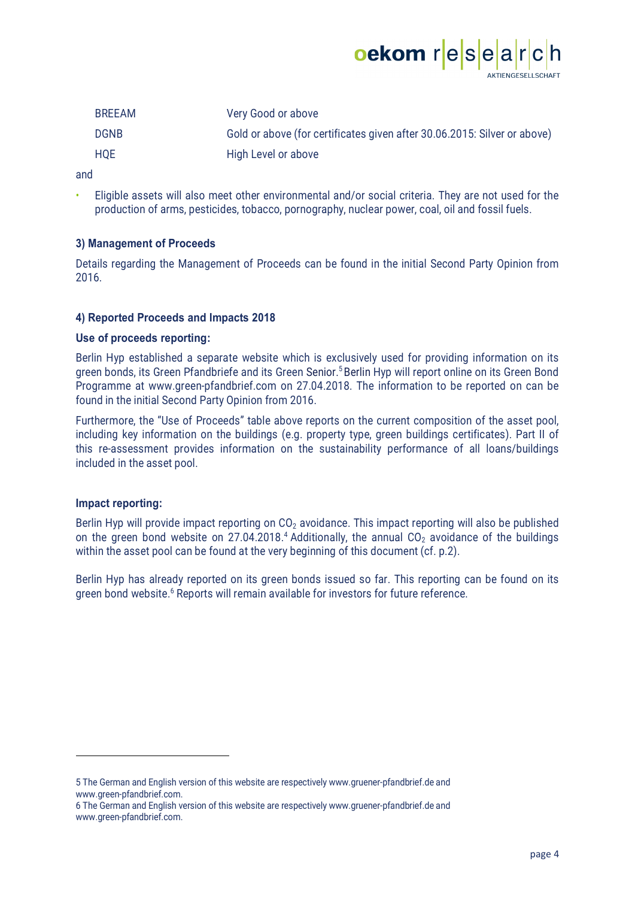| | |
|---|---|
| BREEAM | Very Good or above |
| DGNB | Gold or above (for certificates given after 30.06.2015: Silver or above) |
| HQE | High Level or above |

and

- Eligible assets will also meet other environmental and/or social criteria. They are not used for the production of arms, pesticides, tobacco, pornography, nuclear power, coal, oil and fossil fuels.

#### 3) Management of Proceeds

Details regarding the Management of Proceeds can be found in the initial Second Party Opinion from 2016.

#### 4) Reported Proceeds and Impacts 2018

**Use of proceeds reporting:**

Berlin Hyp established a separate website which is exclusively used for providing information on its green bonds, its Green Pfandbriefe and its Green Senior.[5] Berlin Hyp will report online on its Green Bond Programme at www.green-pfandbrief.com on 27.04.2018. The information to be reported on can be found in the initial Second Party Opinion from 2016.

Furthermore, the "Use of Proceeds" table above reports on the current composition of the asset pool, including key information on the buildings (e.g. property type, green buildings certificates). Part II of this re-assessment provides information on the sustainability performance of all loans/buildings included in the asset pool.

**Impact reporting:**

Berlin Hyp will provide impact reporting on $CO_2$ avoidance. This impact reporting will also be published on the green bond website on 27.04.2018.[4] Additionally, the annual $CO_2$ avoidance of the buildings within the asset pool can be found at the very beginning of this document (cf. p.2).

Berlin Hyp has already reported on its green bonds issued so far. This reporting can be found on its green bond website.[6] Reports will remain available for investors for future reference.

---

5 The German and English version of this website are respectively www.gruener-pfandbrief.de and www.green-pfandbrief.com.

6 The German and English version of this website are respectively www.gruener-pfandbrief.de and www.green-pfandbrief.com.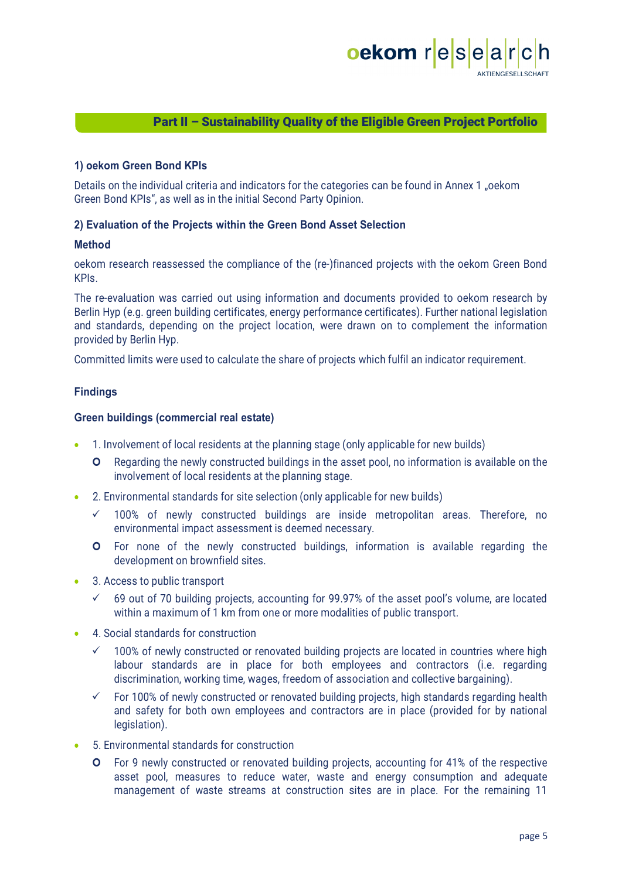## Part II – Sustainability Quality of the Eligible Green Project Portfolio

### 1) oekom Green Bond KPIs

Details on the individual criteria and indicators for the categories can be found in Annex 1 „oekom Green Bond KPIs", as well as in the initial Second Party Opinion.

### 2) Evaluation of the Projects within the Green Bond Asset Selection

#### Method

oekom research reassessed the compliance of the (re-)financed projects with the oekom Green Bond KPIs.

The re-evaluation was carried out using information and documents provided to oekom research by Berlin Hyp (e.g. green building certificates, energy performance certificates). Further national legislation and standards, depending on the project location, were drawn on to complement the information provided by Berlin Hyp.

Committed limits were used to calculate the share of projects which fulfil an indicator requirement.

#### Findings

#### Green buildings (commercial real estate)

- 1. Involvement of local residents at the planning stage (only applicable for new builds)
  - O Regarding the newly constructed buildings in the asset pool, no information is available on the involvement of local residents at the planning stage.
- 2. Environmental standards for site selection (only applicable for new builds)
  - ✓ 100% of newly constructed buildings are inside metropolitan areas. Therefore, no environmental impact assessment is deemed necessary.
  - O For none of the newly constructed buildings, information is available regarding the development on brownfield sites.
- 3. Access to public transport
  - ✓ 69 out of 70 building projects, accounting for 99.97% of the asset pool's volume, are located within a maximum of 1 km from one or more modalities of public transport.
- 4. Social standards for construction
  - ✓ 100% of newly constructed or renovated building projects are located in countries where high labour standards are in place for both employees and contractors (i.e. regarding discrimination, working time, wages, freedom of association and collective bargaining).
  - ✓ For 100% of newly constructed or renovated building projects, high standards regarding health and safety for both own employees and contractors are in place (provided for by national legislation).
- 5. Environmental standards for construction
  - O For 9 newly constructed or renovated building projects, accounting for 41% of the respective asset pool, measures to reduce water, waste and energy consumption and adequate management of waste streams at construction sites are in place. For the remaining 11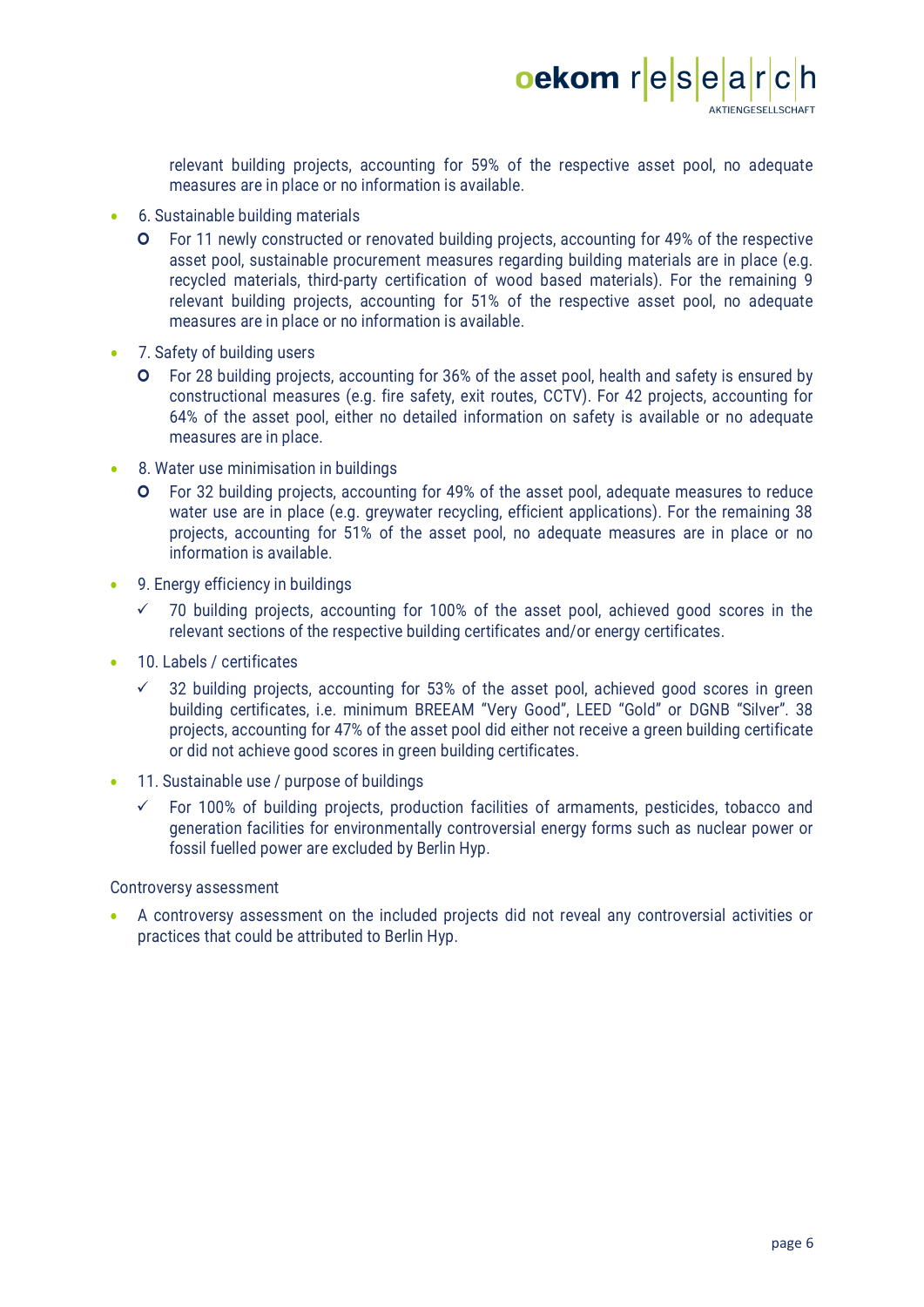relevant building projects, accounting for 59% of the respective asset pool, no adequate measures are in place or no information is available.

- 6. Sustainable building materials
  - For 11 newly constructed or renovated building projects, accounting for 49% of the respective asset pool, sustainable procurement measures regarding building materials are in place (e.g. recycled materials, third-party certification of wood based materials). For the remaining 9 relevant building projects, accounting for 51% of the respective asset pool, no adequate measures are in place or no information is available.
- 7. Safety of building users
  - For 28 building projects, accounting for 36% of the asset pool, health and safety is ensured by constructional measures (e.g. fire safety, exit routes, CCTV). For 42 projects, accounting for 64% of the asset pool, either no detailed information on safety is available or no adequate measures are in place.
- 8. Water use minimisation in buildings
  - For 32 building projects, accounting for 49% of the asset pool, adequate measures to reduce water use are in place (e.g. greywater recycling, efficient applications). For the remaining 38 projects, accounting for 51% of the asset pool, no adequate measures are in place or no information is available.
- 9. Energy efficiency in buildings
  - ✓ 70 building projects, accounting for 100% of the asset pool, achieved good scores in the relevant sections of the respective building certificates and/or energy certificates.
- 10. Labels / certificates
  - ✓ 32 building projects, accounting for 53% of the asset pool, achieved good scores in green building certificates, i.e. minimum BREEAM "Very Good", LEED "Gold" or DGNB "Silver". 38 projects, accounting for 47% of the asset pool did either not receive a green building certificate or did not achieve good scores in green building certificates.
- 11. Sustainable use / purpose of buildings
  - ✓ For 100% of building projects, production facilities of armaments, pesticides, tobacco and generation facilities for environmentally controversial energy forms such as nuclear power or fossil fuelled power are excluded by Berlin Hyp.

Controversy assessment

- A controversy assessment on the included projects did not reveal any controversial activities or practices that could be attributed to Berlin Hyp.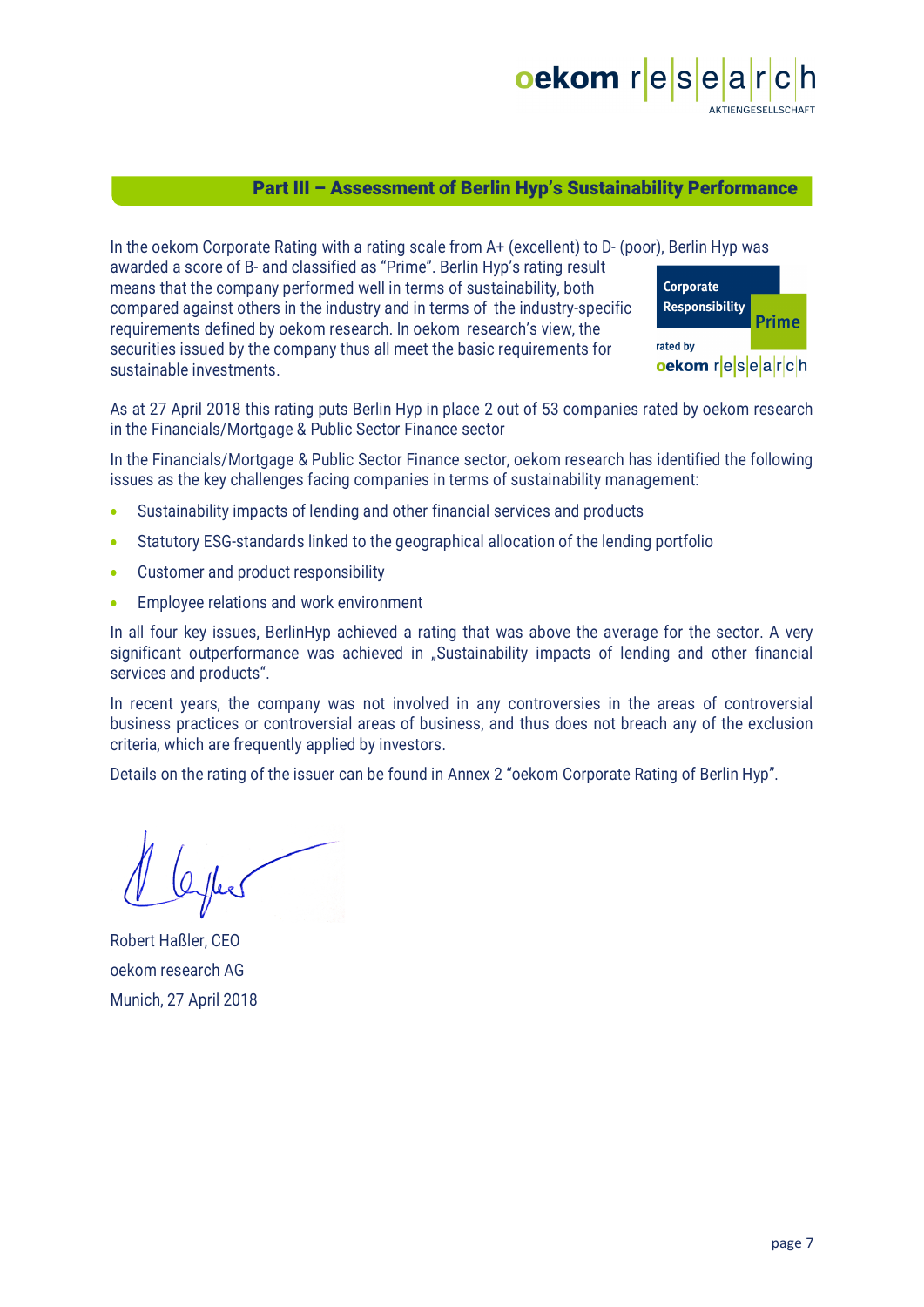## Part III – Assessment of Berlin Hyp's Sustainability Performance

In the oekom Corporate Rating with a rating scale from A+ (excellent) to D- (poor), Berlin Hyp was awarded a score of B- and classified as "Prime". Berlin Hyp's rating result means that the company performed well in terms of sustainability, both compared against others in the industry and in terms of the industry-specific requirements defined by oekom research. In oekom research's view, the securities issued by the company thus all meet the basic requirements for sustainable investments.

Corporate Responsibility Prime rated by oekom research

As at 27 April 2018 this rating puts Berlin Hyp in place 2 out of 53 companies rated by oekom research in the Financials/Mortgage & Public Sector Finance sector

In the Financials/Mortgage & Public Sector Finance sector, oekom research has identified the following issues as the key challenges facing companies in terms of sustainability management:

- Sustainability impacts of lending and other financial services and products
- Statutory ESG-standards linked to the geographical allocation of the lending portfolio
- Customer and product responsibility
- Employee relations and work environment

In all four key issues, BerlinHyp achieved a rating that was above the average for the sector. A very significant outperformance was achieved in „Sustainability impacts of lending and other financial services and products".

In recent years, the company was not involved in any controversies in the areas of controversial business practices or controversial areas of business, and thus does not breach any of the exclusion criteria, which are frequently applied by investors.

Details on the rating of the issuer can be found in Annex 2 "oekom Corporate Rating of Berlin Hyp".

Robert Haßler, CEO
oekom research AG
Munich, 27 April 2018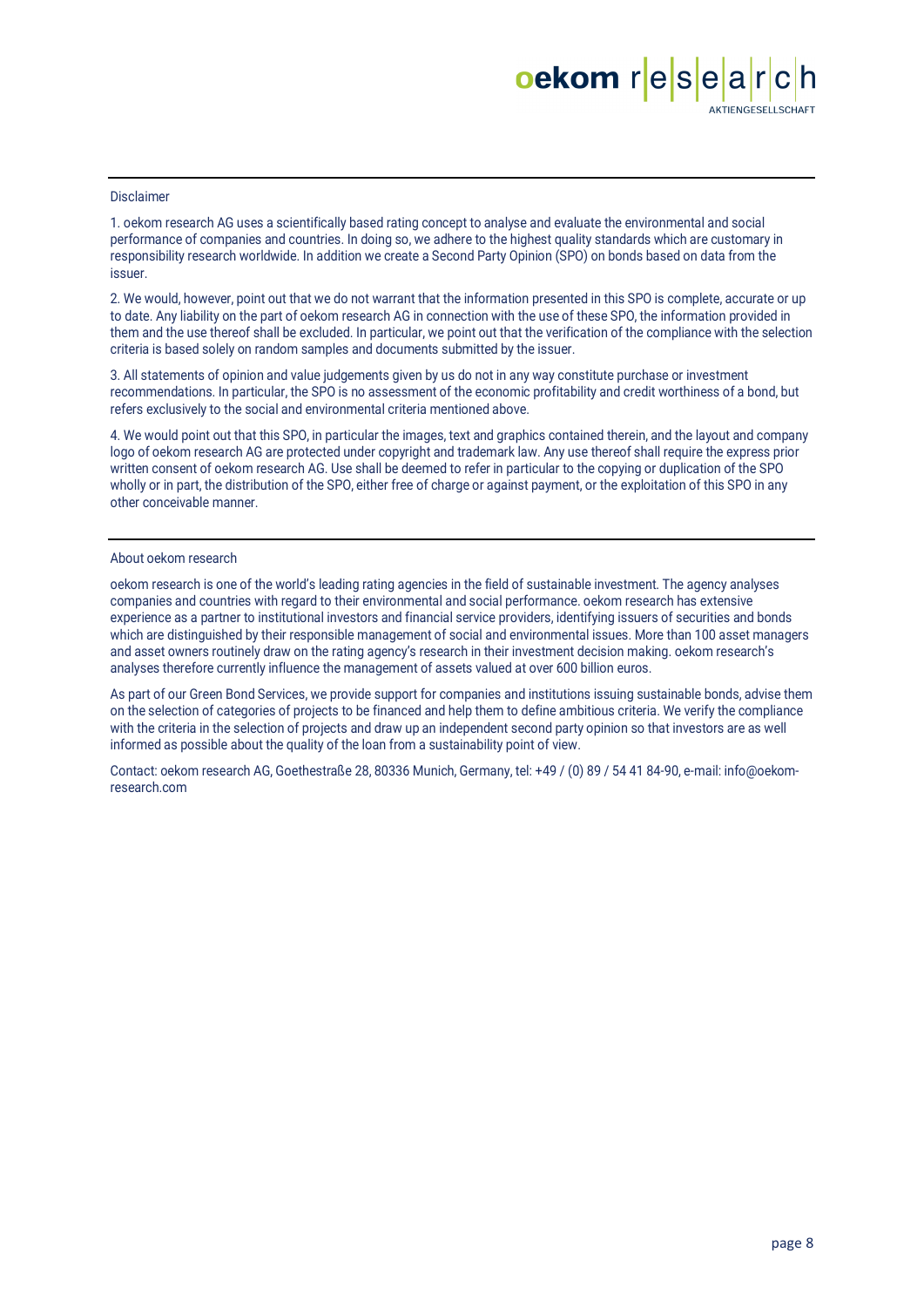## Disclaimer

1. oekom research AG uses a scientifically based rating concept to analyse and evaluate the environmental and social performance of companies and countries. In doing so, we adhere to the highest quality standards which are customary in responsibility research worldwide. In addition we create a Second Party Opinion (SPO) on bonds based on data from the issuer.

2. We would, however, point out that we do not warrant that the information presented in this SPO is complete, accurate or up to date. Any liability on the part of oekom research AG in connection with the use of these SPO, the information provided in them and the use thereof shall be excluded. In particular, we point out that the verification of the compliance with the selection criteria is based solely on random samples and documents submitted by the issuer.

3. All statements of opinion and value judgements given by us do not in any way constitute purchase or investment recommendations. In particular, the SPO is no assessment of the economic profitability and credit worthiness of a bond, but refers exclusively to the social and environmental criteria mentioned above.

4. We would point out that this SPO, in particular the images, text and graphics contained therein, and the layout and company logo of oekom research AG are protected under copyright and trademark law. Any use thereof shall require the express prior written consent of oekom research AG. Use shall be deemed to refer in particular to the copying or duplication of the SPO wholly or in part, the distribution of the SPO, either free of charge or against payment, or the exploitation of this SPO in any other conceivable manner.

## About oekom research

oekom research is one of the world's leading rating agencies in the field of sustainable investment. The agency analyses companies and countries with regard to their environmental and social performance. oekom research has extensive experience as a partner to institutional investors and financial service providers, identifying issuers of securities and bonds which are distinguished by their responsible management of social and environmental issues. More than 100 asset managers and asset owners routinely draw on the rating agency's research in their investment decision making. oekom research's analyses therefore currently influence the management of assets valued at over 600 billion euros.

As part of our Green Bond Services, we provide support for companies and institutions issuing sustainable bonds, advise them on the selection of categories of projects to be financed and help them to define ambitious criteria. We verify the compliance with the criteria in the selection of projects and draw up an independent second party opinion so that investors are as well informed as possible about the quality of the loan from a sustainability point of view.

Contact: oekom research AG, Goethestraße 28, 80336 Munich, Germany, tel: +49 / (0) 89 / 54 41 84-90, e-mail: info@oekom-research.com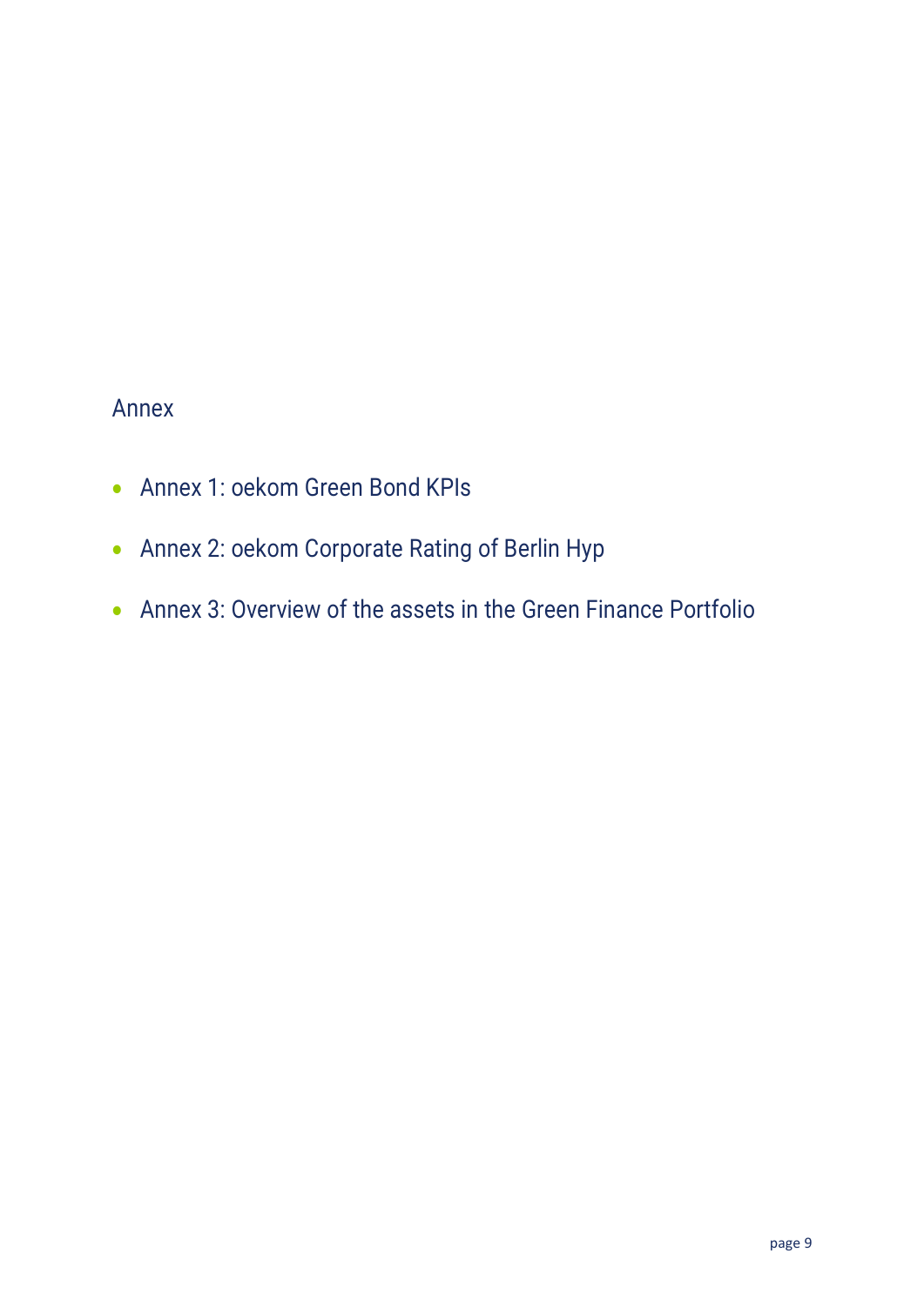## Annex

- Annex 1: oekom Green Bond KPIs
- Annex 2: oekom Corporate Rating of Berlin Hyp
- Annex 3: Overview of the assets in the Green Finance Portfolio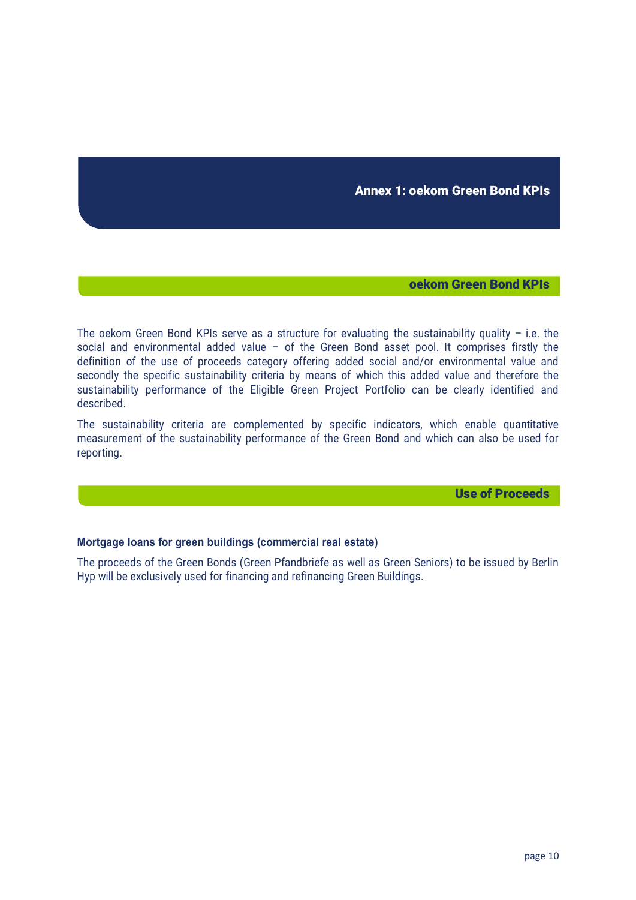# Annex 1: oekom Green Bond KPIs

## oekom Green Bond KPIs

The oekom Green Bond KPIs serve as a structure for evaluating the sustainability quality – i.e. the social and environmental added value – of the Green Bond asset pool. It comprises firstly the definition of the use of proceeds category offering added social and/or environmental value and secondly the specific sustainability criteria by means of which this added value and therefore the sustainability performance of the Eligible Green Project Portfolio can be clearly identified and described.

The sustainability criteria are complemented by specific indicators, which enable quantitative measurement of the sustainability performance of the Green Bond and which can also be used for reporting.

## Use of Proceeds

**Mortgage loans for green buildings (commercial real estate)**

The proceeds of the Green Bonds (Green Pfandbriefe as well as Green Seniors) to be issued by Berlin Hyp will be exclusively used for financing and refinancing Green Buildings.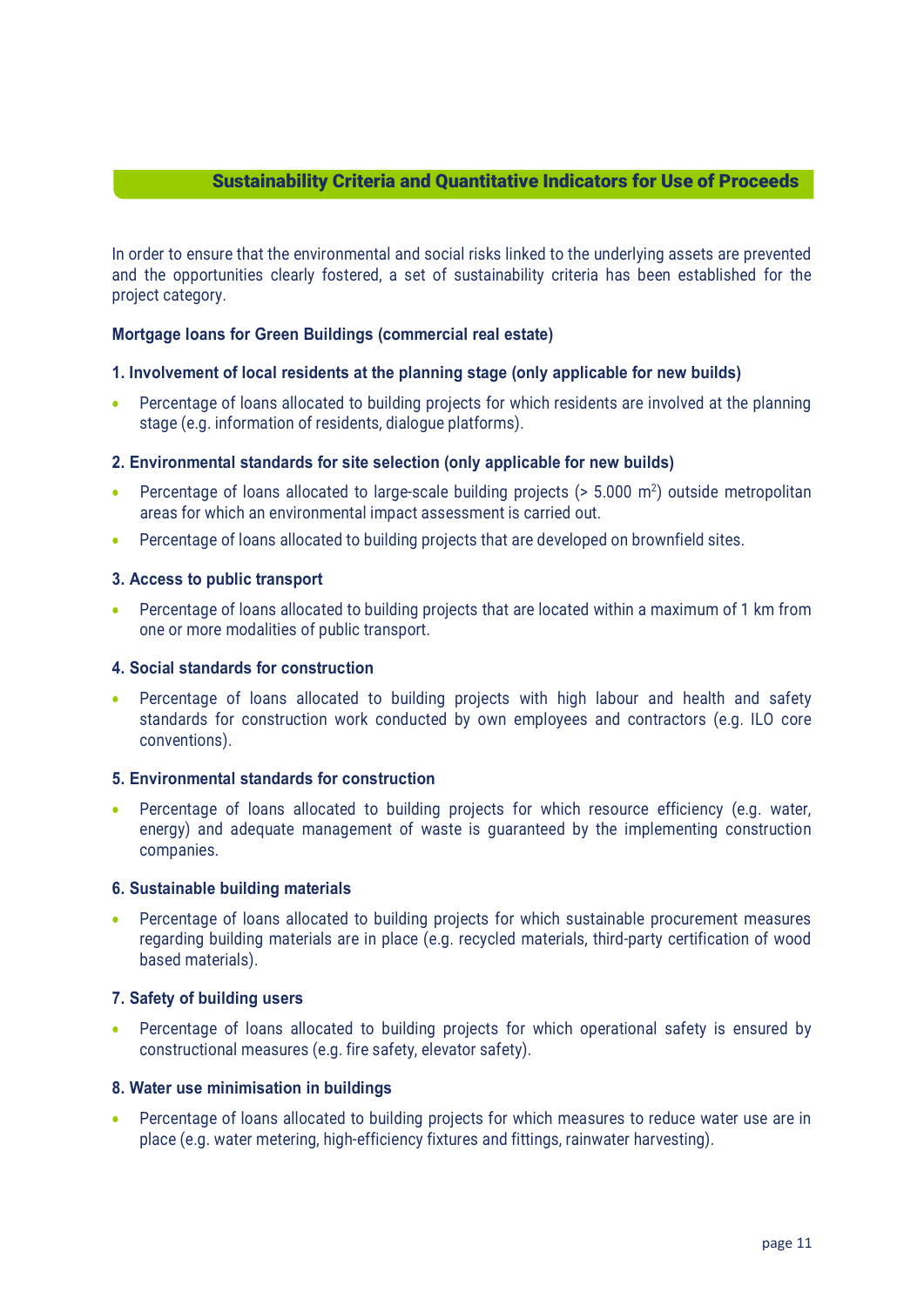## Sustainability Criteria and Quantitative Indicators for Use of Proceeds

In order to ensure that the environmental and social risks linked to the underlying assets are prevented and the opportunities clearly fostered, a set of sustainability criteria has been established for the project category.

**Mortgage loans for Green Buildings (commercial real estate)**

**1. Involvement of local residents at the planning stage (only applicable for new builds)**

- Percentage of loans allocated to building projects for which residents are involved at the planning stage (e.g. information of residents, dialogue platforms).

**2. Environmental standards for site selection (only applicable for new builds)**

- Percentage of loans allocated to large-scale building projects (> 5.000 $m^2$) outside metropolitan areas for which an environmental impact assessment is carried out.
- Percentage of loans allocated to building projects that are developed on brownfield sites.

**3. Access to public transport**

- Percentage of loans allocated to building projects that are located within a maximum of 1 km from one or more modalities of public transport.

**4. Social standards for construction**

- Percentage of loans allocated to building projects with high labour and health and safety standards for construction work conducted by own employees and contractors (e.g. ILO core conventions).

**5. Environmental standards for construction**

- Percentage of loans allocated to building projects for which resource efficiency (e.g. water, energy) and adequate management of waste is guaranteed by the implementing construction companies.

**6. Sustainable building materials**

- Percentage of loans allocated to building projects for which sustainable procurement measures regarding building materials are in place (e.g. recycled materials, third-party certification of wood based materials).

**7. Safety of building users**

- Percentage of loans allocated to building projects for which operational safety is ensured by constructional measures (e.g. fire safety, elevator safety).

**8. Water use minimisation in buildings**

- Percentage of loans allocated to building projects for which measures to reduce water use are in place (e.g. water metering, high-efficiency fixtures and fittings, rainwater harvesting).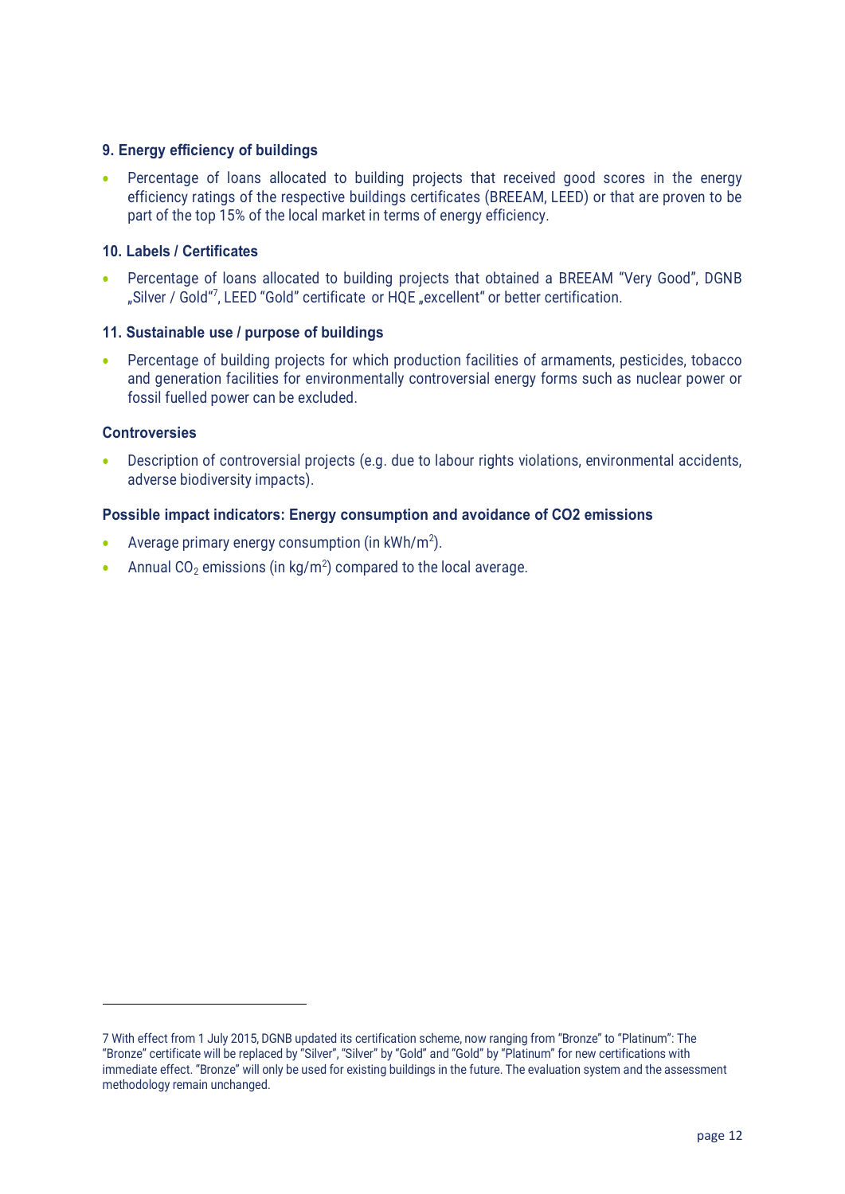### 9. Energy efficiency of buildings

- Percentage of loans allocated to building projects that received good scores in the energy efficiency ratings of the respective buildings certificates (BREEAM, LEED) or that are proven to be part of the top 15% of the local market in terms of energy efficiency.

### 10. Labels / Certificates

- Percentage of loans allocated to building projects that obtained a BREEAM "Very Good", DGNB „Silver / Gold"[7], LEED "Gold" certificate or HQE „excellent" or better certification.

### 11. Sustainable use / purpose of buildings

- Percentage of building projects for which production facilities of armaments, pesticides, tobacco and generation facilities for environmentally controversial energy forms such as nuclear power or fossil fuelled power can be excluded.

### Controversies

- Description of controversial projects (e.g. due to labour rights violations, environmental accidents, adverse biodiversity impacts).

### Possible impact indicators: Energy consumption and avoidance of CO2 emissions

- Average primary energy consumption (in $kWh/m^2$).
- Annual $CO_2$ emissions (in $kg/m^2$) compared to the local average.

---

7 With effect from 1 July 2015, DGNB updated its certification scheme, now ranging from "Bronze" to "Platinum": The "Bronze" certificate will be replaced by "Silver", "Silver" by "Gold" and "Gold" by "Platinum" for new certifications with immediate effect. "Bronze" will only be used for existing buildings in the future. The evaluation system and the assessment methodology remain unchanged.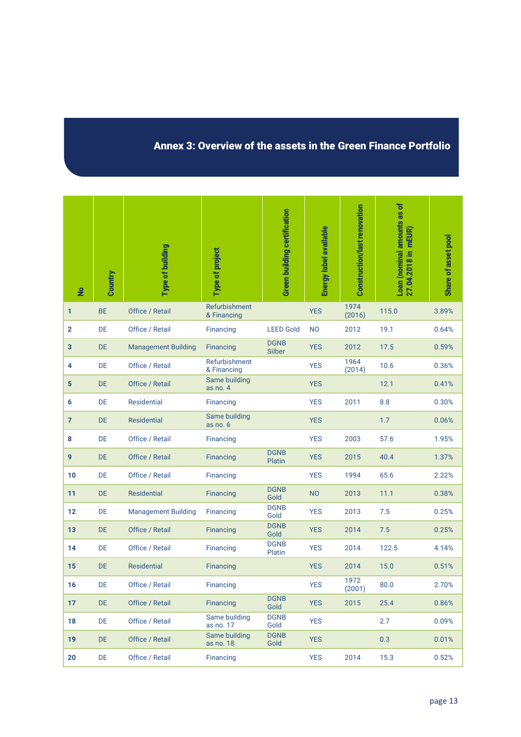## Annex 3: Overview of the assets in the Green Finance Portfolio

| No | Country | Type of building | Type of project | Green building certification | Energy label available | Construction/last renovation | Loan (nominal amounts as of 27.04.2018 in mEUR) | Share of asset pool |
|---|---|---|---|---|---|---|---|---|
| 1 | BE | Office / Retail | Refurbishment & Financing | | YES | 1974 (2016) | 115.0 | 3.89% |
| 2 | DE | Office / Retail | Financing | LEED Gold | NO | 2012 | 19.1 | 0.64% |
| 3 | DE | Management Building | Financing | DGNB Silber | YES | 2012 | 17.5 | 0.59% |
| 4 | DE | Office / Retail | Refurbishment & Financing | | YES | 1964 (2014) | 10.6 | 0.36% |
| 5 | DE | Office / Retail | Same building as no. 4 | | YES | | 12.1 | 0.41% |
| 6 | DE | Residential | Financing | | YES | 2011 | 8.8 | 0.30% |
| 7 | DE | Residential | Same building as no. 6 | | YES | | 1.7 | 0.06% |
| 8 | DE | Office / Retail | Financing | | YES | 2003 | 57.6 | 1.95% |
| 9 | DE | Office / Retail | Financing | DGNB Platin | YES | 2015 | 40.4 | 1.37% |
| 10 | DE | Office / Retail | Financing | | YES | 1994 | 65.6 | 2.22% |
| 11 | DE | Residential | Financing | DGNB Gold | NO | 2013 | 11.1 | 0.38% |
| 12 | DE | Management Building | Financing | DGNB Gold | YES | 2013 | 7.5 | 0.25% |
| 13 | DE | Office / Retail | Financing | DGNB Gold | YES | 2014 | 7.5 | 0.25% |
| 14 | DE | Office / Retail | Financing | DGNB Platin | YES | 2014 | 122.5 | 4.14% |
| 15 | DE | Residential | Financing | | YES | 2014 | 15.0 | 0.51% |
| 16 | DE | Office / Retail | Financing | | YES | 1972 (2001) | 80.0 | 2.70% |
| 17 | DE | Office / Retail | Financing | DGNB Gold | YES | 2015 | 25.4 | 0.86% |
| 18 | DE | Office / Retail | Same building as no. 17 | DGNB Gold | YES | | 2.7 | 0.09% |
| 19 | DE | Office / Retail | Same building as no. 18 | DGNB Gold | YES | | 0.3 | 0.01% |
| 20 | DE | Office / Retail | Financing | | YES | 2014 | 15.3 | 0.52% |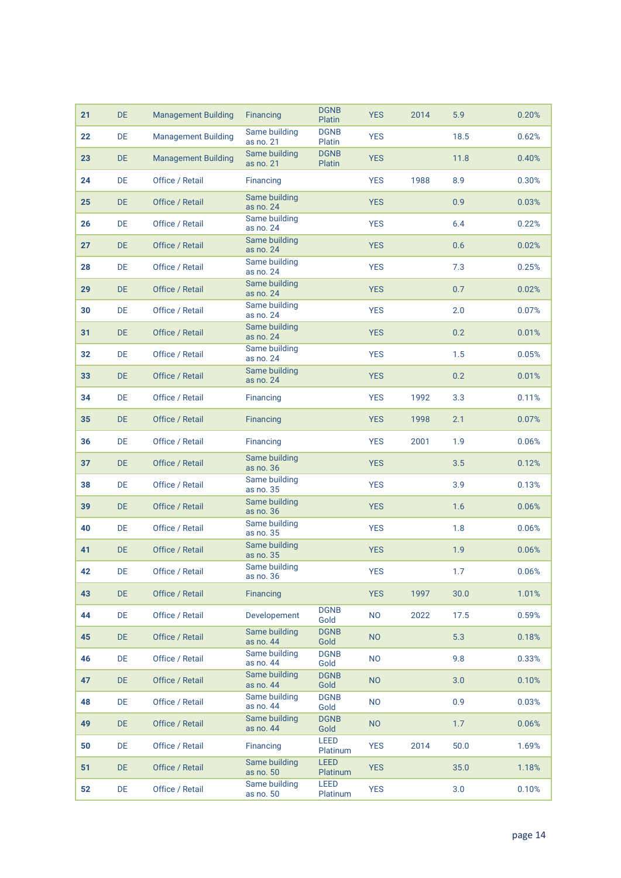| | | | | | | | | |
|---|---|---|---|---|---|---|---|---|
| 21 | DE | Management Building | Financing | DGNB Platin | YES | 2014 | 5.9 | 0.20% |
| 22 | DE | Management Building | Same building as no. 21 | DGNB Platin | YES | | 18.5 | 0.62% |
| 23 | DE | Management Building | Same building as no. 21 | DGNB Platin | YES | | 11.8 | 0.40% |
| 24 | DE | Office / Retail | Financing | | YES | 1988 | 8.9 | 0.30% |
| 25 | DE | Office / Retail | Same building as no. 24 | | YES | | 0.9 | 0.03% |
| 26 | DE | Office / Retail | Same building as no. 24 | | YES | | 6.4 | 0.22% |
| 27 | DE | Office / Retail | Same building as no. 24 | | YES | | 0.6 | 0.02% |
| 28 | DE | Office / Retail | Same building as no. 24 | | YES | | 7.3 | 0.25% |
| 29 | DE | Office / Retail | Same building as no. 24 | | YES | | 0.7 | 0.02% |
| 30 | DE | Office / Retail | Same building as no. 24 | | YES | | 2.0 | 0.07% |
| 31 | DE | Office / Retail | Same building as no. 24 | | YES | | 0.2 | 0.01% |
| 32 | DE | Office / Retail | Same building as no. 24 | | YES | | 1.5 | 0.05% |
| 33 | DE | Office / Retail | Same building as no. 24 | | YES | | 0.2 | 0.01% |
| 34 | DE | Office / Retail | Financing | | YES | 1992 | 3.3 | 0.11% |
| 35 | DE | Office / Retail | Financing | | YES | 1998 | 2.1 | 0.07% |
| 36 | DE | Office / Retail | Financing | | YES | 2001 | 1.9 | 0.06% |
| 37 | DE | Office / Retail | Same building as no. 36 | | YES | | 3.5 | 0.12% |
| 38 | DE | Office / Retail | Same building as no. 35 | | YES | | 3.9 | 0.13% |
| 39 | DE | Office / Retail | Same building as no. 36 | | YES | | 1.6 | 0.06% |
| 40 | DE | Office / Retail | Same building as no. 35 | | YES | | 1.8 | 0.06% |
| 41 | DE | Office / Retail | Same building as no. 35 | | YES | | 1.9 | 0.06% |
| 42 | DE | Office / Retail | Same building as no. 36 | | YES | | 1.7 | 0.06% |
| 43 | DE | Office / Retail | Financing | | YES | 1997 | 30.0 | 1.01% |
| 44 | DE | Office / Retail | Developement | DGNB Gold | NO | 2022 | 17.5 | 0.59% |
| 45 | DE | Office / Retail | Same building as no. 44 | DGNB Gold | NO | | 5.3 | 0.18% |
| 46 | DE | Office / Retail | Same building as no. 44 | DGNB Gold | NO | | 9.8 | 0.33% |
| 47 | DE | Office / Retail | Same building as no. 44 | DGNB Gold | NO | | 3.0 | 0.10% |
| 48 | DE | Office / Retail | Same building as no. 44 | DGNB Gold | NO | | 0.9 | 0.03% |
| 49 | DE | Office / Retail | Same building as no. 44 | DGNB Gold | NO | | 1.7 | 0.06% |
| 50 | DE | Office / Retail | Financing | LEED Platinum | YES | 2014 | 50.0 | 1.69% |
| 51 | DE | Office / Retail | Same building as no. 50 | LEED Platinum | YES | | 35.0 | 1.18% |
| 52 | DE | Office / Retail | Same building as no. 50 | LEED Platinum | YES | | 3.0 | 0.10% |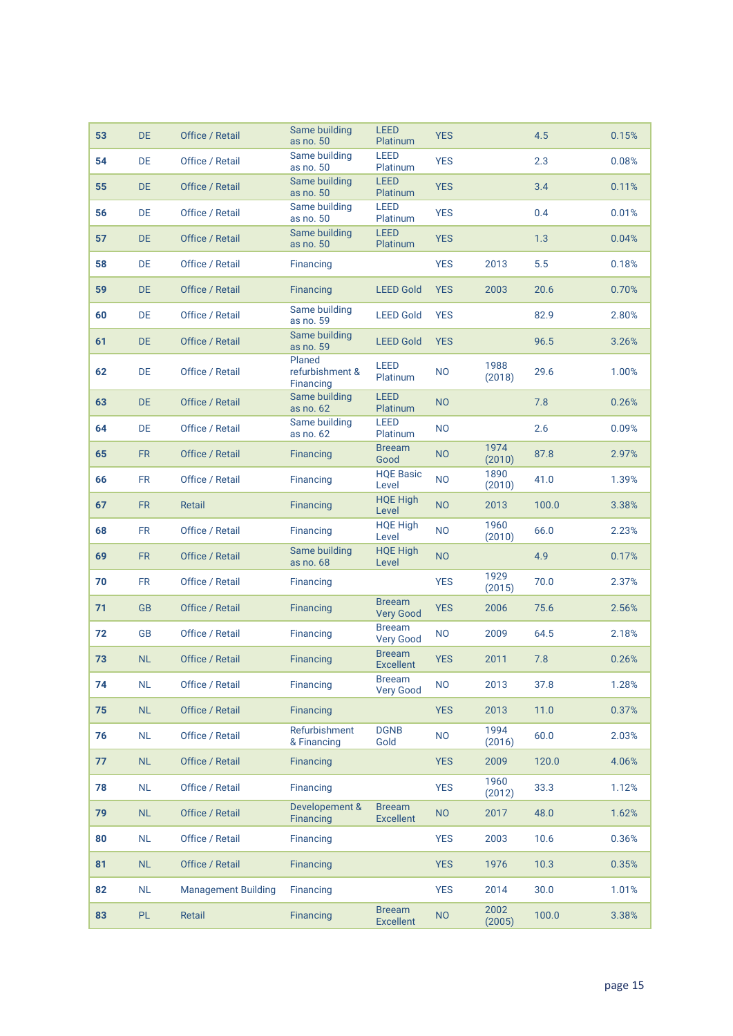| 53 | DE | Office / Retail | Same building as no. 50 | LEED Platinum | YES | | 4.5 | 0.15% |
|---|---|---|---|---|---|---|---|---|
| 54 | DE | Office / Retail | Same building as no. 50 | LEED Platinum | YES | | 2.3 | 0.08% |
| 55 | DE | Office / Retail | Same building as no. 50 | LEED Platinum | YES | | 3.4 | 0.11% |
| 56 | DE | Office / Retail | Same building as no. 50 | LEED Platinum | YES | | 0.4 | 0.01% |
| 57 | DE | Office / Retail | Same building as no. 50 | LEED Platinum | YES | | 1.3 | 0.04% |
| 58 | DE | Office / Retail | Financing | | YES | 2013 | 5.5 | 0.18% |
| 59 | DE | Office / Retail | Financing | LEED Gold | YES | 2003 | 20.6 | 0.70% |
| 60 | DE | Office / Retail | Same building as no. 59 | LEED Gold | YES | | 82.9 | 2.80% |
| 61 | DE | Office / Retail | Same building as no. 59 | LEED Gold | YES | | 96.5 | 3.26% |
| 62 | DE | Office / Retail | Planed refurbishment & Financing | LEED Platinum | NO | 1988 (2018) | 29.6 | 1.00% |
| 63 | DE | Office / Retail | Same building as no. 62 | LEED Platinum | NO | | 7.8 | 0.26% |
| 64 | DE | Office / Retail | Same building as no. 62 | LEED Platinum | NO | | 2.6 | 0.09% |
| 65 | FR | Office / Retail | Financing | Breeam Good | NO | 1974 (2010) | 87.8 | 2.97% |
| 66 | FR | Office / Retail | Financing | HQE Basic Level | NO | 1890 (2010) | 41.0 | 1.39% |
| 67 | FR | Retail | Financing | HQE High Level | NO | 2013 | 100.0 | 3.38% |
| 68 | FR | Office / Retail | Financing | HQE High Level | NO | 1960 (2010) | 66.0 | 2.23% |
| 69 | FR | Office / Retail | Same building as no. 68 | HQE High Level | NO | | 4.9 | 0.17% |
| 70 | FR | Office / Retail | Financing | | YES | 1929 (2015) | 70.0 | 2.37% |
| 71 | GB | Office / Retail | Financing | Breeam Very Good | YES | 2006 | 75.6 | 2.56% |
| 72 | GB | Office / Retail | Financing | Breeam Very Good | NO | 2009 | 64.5 | 2.18% |
| 73 | NL | Office / Retail | Financing | Breeam Excellent | YES | 2011 | 7.8 | 0.26% |
| 74 | NL | Office / Retail | Financing | Breeam Very Good | NO | 2013 | 37.8 | 1.28% |
| 75 | NL | Office / Retail | Financing | | YES | 2013 | 11.0 | 0.37% |
| 76 | NL | Office / Retail | Refurbishment & Financing | DGNB Gold | NO | 1994 (2016) | 60.0 | 2.03% |
| 77 | NL | Office / Retail | Financing | | YES | 2009 | 120.0 | 4.06% |
| 78 | NL | Office / Retail | Financing | | YES | 1960 (2012) | 33.3 | 1.12% |
| 79 | NL | Office / Retail | Developement & Financing | Breeam Excellent | NO | 2017 | 48.0 | 1.62% |
| 80 | NL | Office / Retail | Financing | | YES | 2003 | 10.6 | 0.36% |
| 81 | NL | Office / Retail | Financing | | YES | 1976 | 10.3 | 0.35% |
| 82 | NL | Management Building | Financing | | YES | 2014 | 30.0 | 1.01% |
| 83 | PL | Retail | Financing | Breeam Excellent | NO | 2002 (2005) | 100.0 | 3.38% |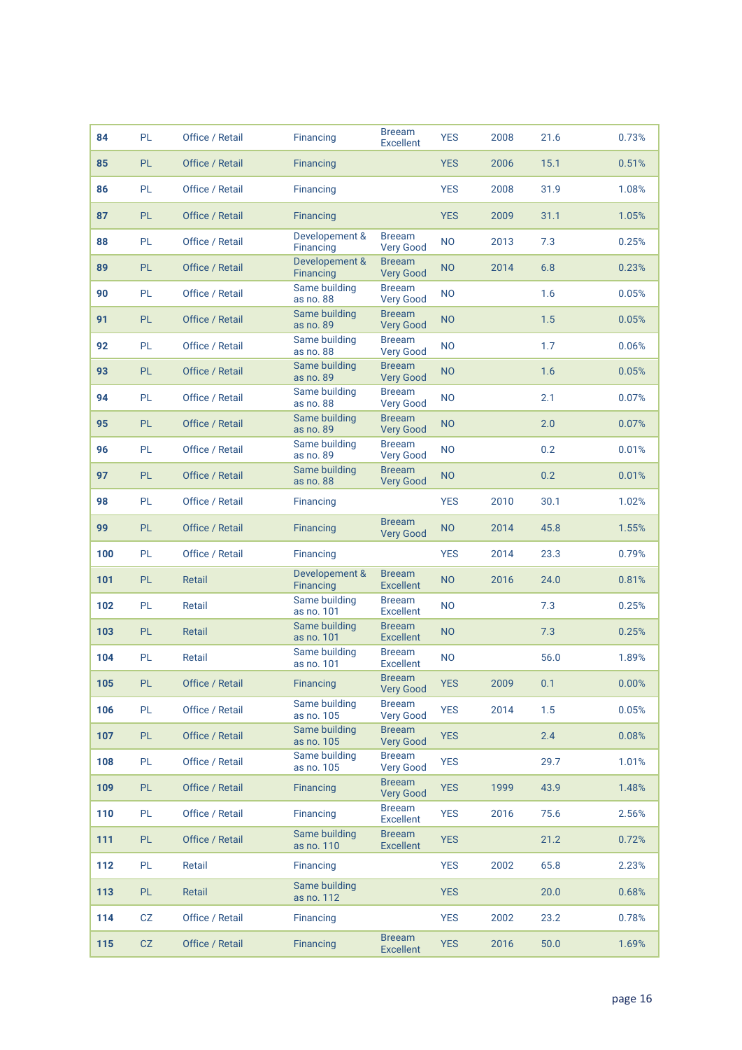| | | | | | | | | |
|---|---|---|---|---|---|---|---|---|
| **84** | PL | Office / Retail | Financing | Breeam Excellent | YES | 2008 | 21.6 | 0.73% |
| **85** | PL | Office / Retail | Financing | | YES | 2006 | 15.1 | 0.51% |
| **86** | PL | Office / Retail | Financing | | YES | 2008 | 31.9 | 1.08% |
| **87** | PL | Office / Retail | Financing | | YES | 2009 | 31.1 | 1.05% |
| **88** | PL | Office / Retail | Developement & Financing | Breeam Very Good | NO | 2013 | 7.3 | 0.25% |
| **89** | PL | Office / Retail | Developement & Financing | Breeam Very Good | NO | 2014 | 6.8 | 0.23% |
| **90** | PL | Office / Retail | Same building as no. 88 | Breeam Very Good | NO | | 1.6 | 0.05% |
| **91** | PL | Office / Retail | Same building as no. 89 | Breeam Very Good | NO | | 1.5 | 0.05% |
| **92** | PL | Office / Retail | Same building as no. 88 | Breeam Very Good | NO | | 1.7 | 0.06% |
| **93** | PL | Office / Retail | Same building as no. 89 | Breeam Very Good | NO | | 1.6 | 0.05% |
| **94** | PL | Office / Retail | Same building as no. 88 | Breeam Very Good | NO | | 2.1 | 0.07% |
| **95** | PL | Office / Retail | Same building as no. 89 | Breeam Very Good | NO | | 2.0 | 0.07% |
| **96** | PL | Office / Retail | Same building as no. 89 | Breeam Very Good | NO | | 0.2 | 0.01% |
| **97** | PL | Office / Retail | Same building as no. 88 | Breeam Very Good | NO | | 0.2 | 0.01% |
| **98** | PL | Office / Retail | Financing | | YES | 2010 | 30.1 | 1.02% |
| **99** | PL | Office / Retail | Financing | Breeam Very Good | NO | 2014 | 45.8 | 1.55% |
| **100** | PL | Office / Retail | Financing | | YES | 2014 | 23.3 | 0.79% |
| **101** | PL | Retail | Developement & Financing | Breeam Excellent | NO | 2016 | 24.0 | 0.81% |
| **102** | PL | Retail | Same building as no. 101 | Breeam Excellent | NO | | 7.3 | 0.25% |
| **103** | PL | Retail | Same building as no. 101 | Breeam Excellent | NO | | 7.3 | 0.25% |
| **104** | PL | Retail | Same building as no. 101 | Breeam Excellent | NO | | 56.0 | 1.89% |
| **105** | PL | Office / Retail | Financing | Breeam Very Good | YES | 2009 | 0.1 | 0.00% |
| **106** | PL | Office / Retail | Same building as no. 105 | Breeam Very Good | YES | 2014 | 1.5 | 0.05% |
| **107** | PL | Office / Retail | Same building as no. 105 | Breeam Very Good | YES | | 2.4 | 0.08% |
| **108** | PL | Office / Retail | Same building as no. 105 | Breeam Very Good | YES | | 29.7 | 1.01% |
| **109** | PL | Office / Retail | Financing | Breeam Very Good | YES | 1999 | 43.9 | 1.48% |
| **110** | PL | Office / Retail | Financing | Breeam Excellent | YES | 2016 | 75.6 | 2.56% |
| **111** | PL | Office / Retail | Same building as no. 110 | Breeam Excellent | YES | | 21.2 | 0.72% |
| **112** | PL | Retail | Financing | | YES | 2002 | 65.8 | 2.23% |
| **113** | PL | Retail | Same building as no. 112 | | YES | | 20.0 | 0.68% |
| **114** | CZ | Office / Retail | Financing | | YES | 2002 | 23.2 | 0.78% |
| **115** | CZ | Office / Retail | Financing | Breeam Excellent | YES | 2016 | 50.0 | 1.69% |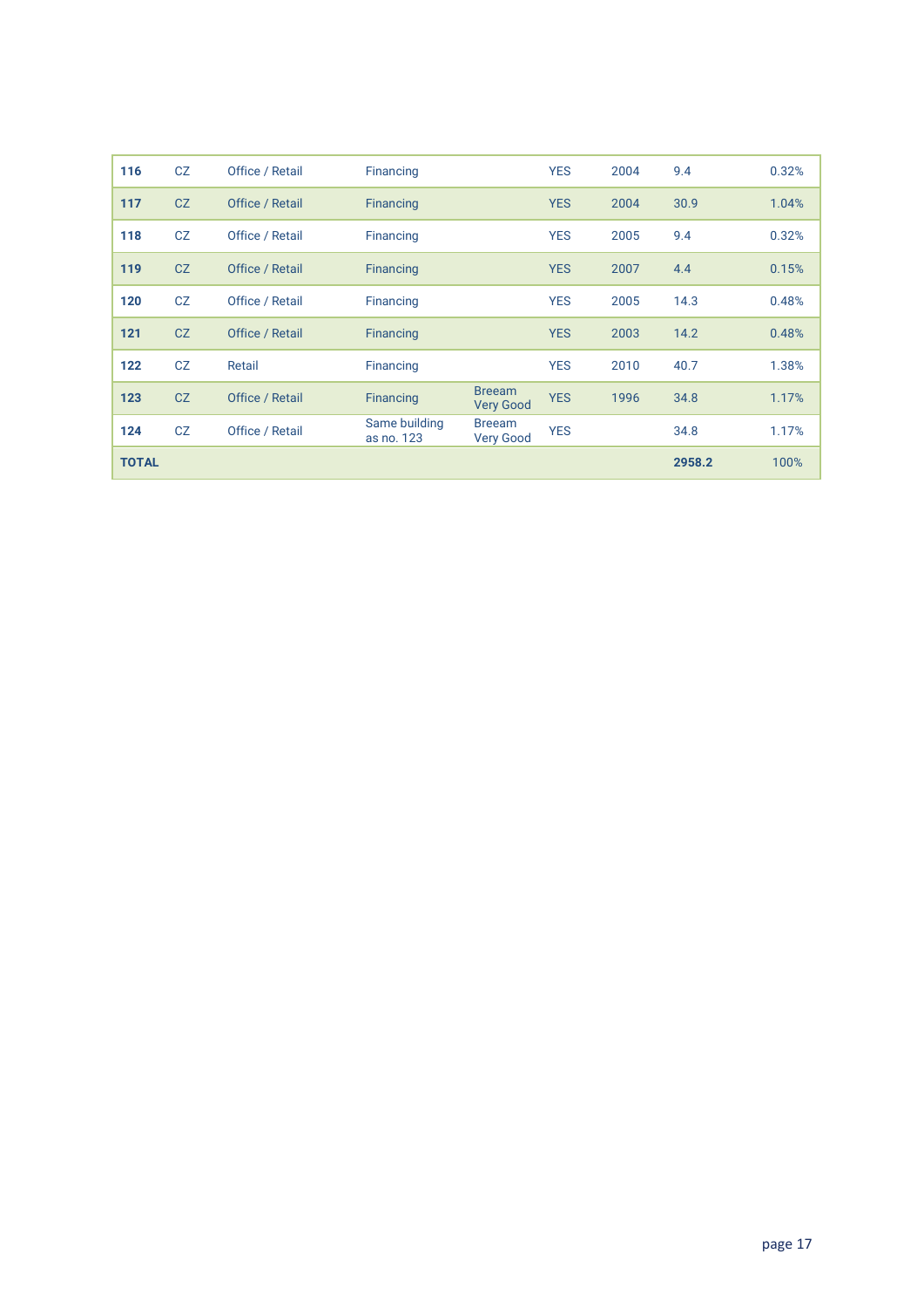| | | | | | | | | |
|---|---|---|---|---|---|---|---|---|
| **116** | CZ | Office / Retail | Financing | | YES | 2004 | 9.4 | 0.32% |
| **117** | CZ | Office / Retail | Financing | | YES | 2004 | 30.9 | 1.04% |
| **118** | CZ | Office / Retail | Financing | | YES | 2005 | 9.4 | 0.32% |
| **119** | CZ | Office / Retail | Financing | | YES | 2007 | 4.4 | 0.15% |
| **120** | CZ | Office / Retail | Financing | | YES | 2005 | 14.3 | 0.48% |
| **121** | CZ | Office / Retail | Financing | | YES | 2003 | 14.2 | 0.48% |
| **122** | CZ | Retail | Financing | | YES | 2010 | 40.7 | 1.38% |
| **123** | CZ | Office / Retail | Financing | Breeam Very Good | YES | 1996 | 34.8 | 1.17% |
| **124** | CZ | Office / Retail | Same building as no. 123 | Breeam Very Good | YES | | 34.8 | 1.17% |
| **TOTAL** | | | | | | | **2958.2** | 100% |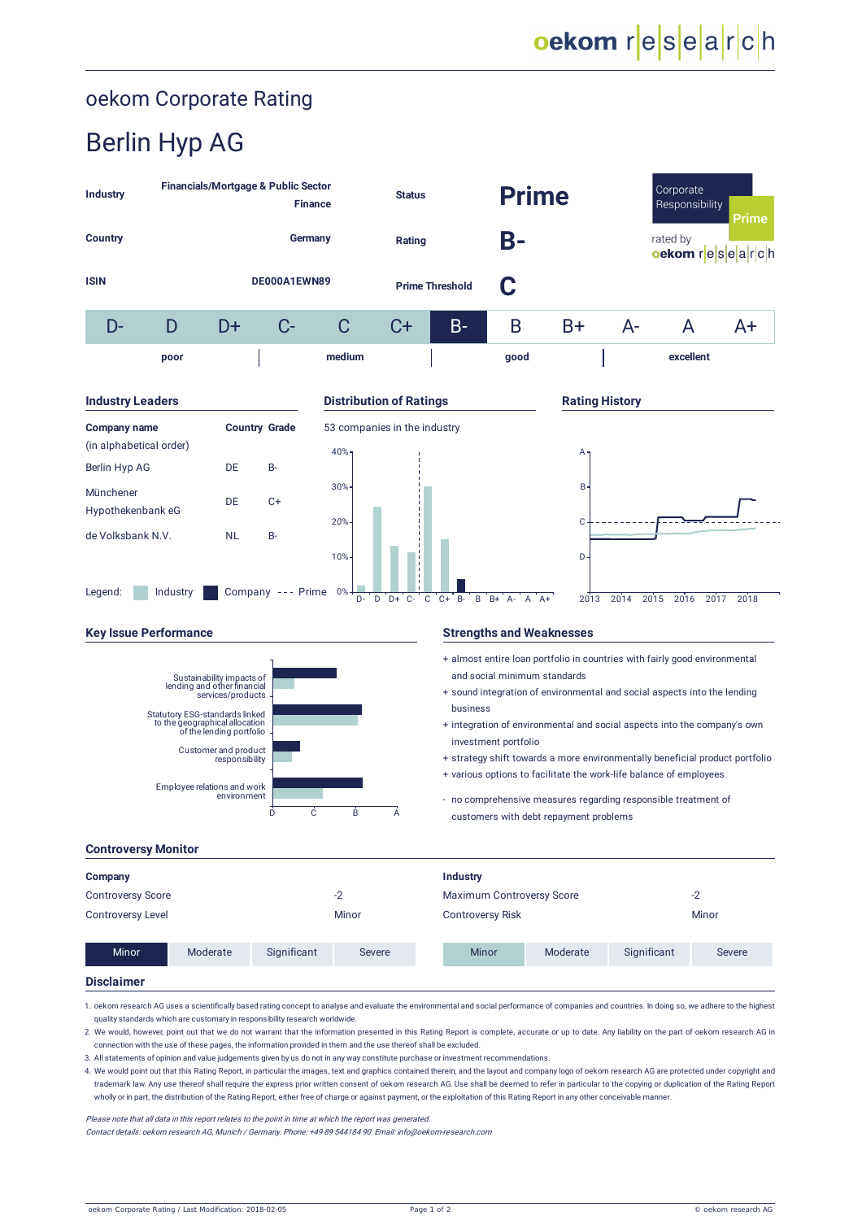# oekom Corporate Rating

## Berlin Hyp AG

| | | | | |
|---|---|---|---|---|
| **Industry** | **Financials/Mortgage & Public Sector Finance** | **Status** | **Prime** | Corporate Responsibility Prime |
| **Country** | **Germany** | **Rating** | **B-** | rated by oekom research |
| **ISIN** | **DE000A1EWN89** | **Prime Threshold** | **C** | |

| D- | D | D+ | C- | C | C+ | B- | B | B+ | A- | A | A+ |
|---|---|---|---|---|---|---|---|---|---|---|---|
| | **poor** | | | **medium** | | | **good** | | | **excellent** | |

### Industry Leaders

| Company name (in alphabetical order) | Country | Grade |
|---|---|---|
| Berlin Hyp AG | DE | B- |
| Münchener Hypothekenbank eG | DE | C+ |
| de Volksbank N.V. | NL | B- |

Legend: Industry  Company  --- Prime

### Distribution of Ratings

53 companies in the industry

### Rating History

### Key Issue Performance

- Sustainability impacts of lending and other financial services/products
- Statutory ESG-standards linked to the geographical allocation of the lending portfolio
- Customer and product responsibility
- Employee relations and work environment

### Strengths and Weaknesses

+ almost entire loan portfolio in countries with fairly good environmental and social minimum standards
+ sound integration of environmental and social aspects into the lending business
+ integration of environmental and social aspects into the company's own investment portfolio
+ strategy shift towards a more environmentally beneficial product portfolio
+ various options to facilitate the work-life balance of employees

- no comprehensive measures regarding responsible treatment of customers with debt repayment problems

### Controversy Monitor

| **Company** | | **Industry** | |
|---|---|---|---|
| Controversy Score | -2 | Maximum Controversy Score | -2 |
| Controversy Level | Minor | Controversy Risk | Minor |

Minor | Moderate | Significant | Severe

### Disclaimer

1. oekom research AG uses a scientifically based rating concept to analyse and evaluate the environmental and social performance of companies and countries. In doing so, we adhere to the highest quality standards which are customary in responsibility research worldwide.
2. We would, however, point out that we do not warrant that the information presented in this Rating Report is complete, accurate or up to date. Any liability on the part of oekom research AG in connection with the use of these pages, the information provided in them and the use thereof shall be excluded.
3. All statements of opinion and value judgements given by us do not in any way constitute purchase or investment recommendations.
4. We would point out that this Rating Report, in particular the images, text and graphics contained therein, and the layout and company logo of oekom research AG are protected under copyright and trademark law. Any use thereof shall require the express prior written consent of oekom research AG. Use shall be deemed to refer in particular to the copying or duplication of the Rating Report wholly or in part, the distribution of the Rating Report, either free of charge or against payment, or the exploitation of this Rating Report in any other conceivable manner.

*Please note that all data in this report relates to the point in time at which the report was generated.*
*Contact details: oekom research AG, Munich / Germany. Phone: +49 89 544184 90. Email: info@oekom-research.com*

oekom Corporate Rating / Last Modification: 2018-02-05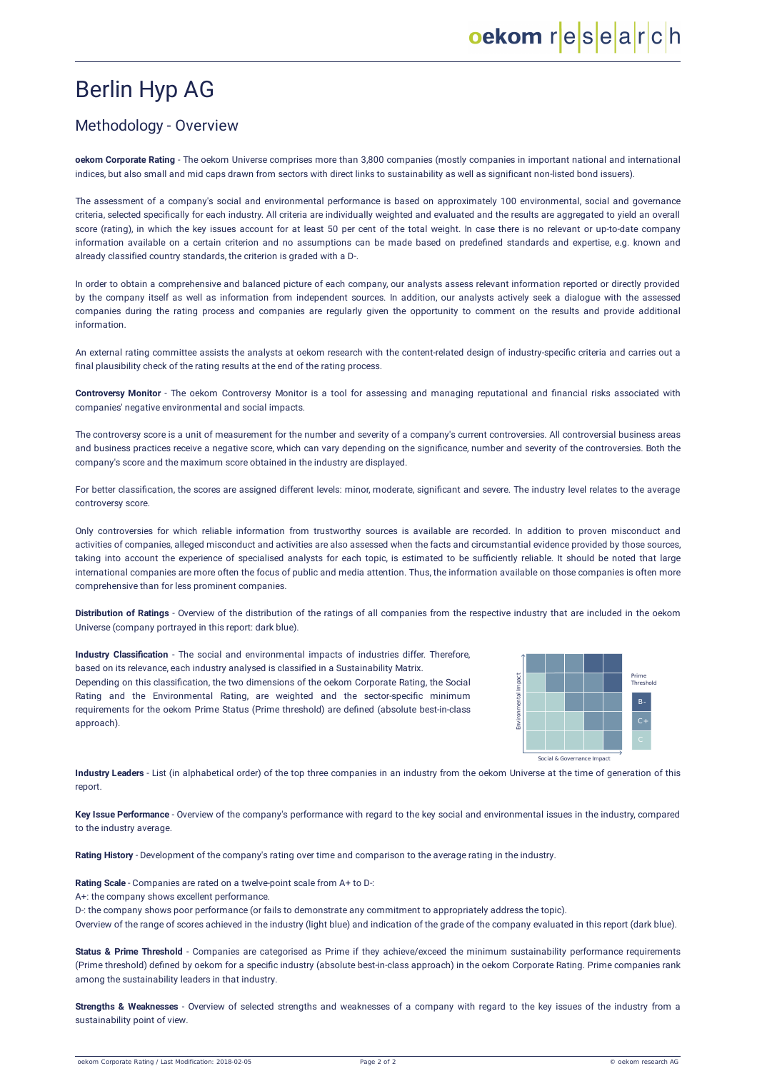# Berlin Hyp AG

## Methodology - Overview

**oekom Corporate Rating** - The oekom Universe comprises more than 3,800 companies (mostly companies in important national and international indices, but also small and mid caps drawn from sectors with direct links to sustainability as well as significant non-listed bond issuers).

The assessment of a company's social and environmental performance is based on approximately 100 environmental, social and governance criteria, selected specifically for each industry. All criteria are individually weighted and evaluated and the results are aggregated to yield an overall score (rating), in which the key issues account for at least 50 per cent of the total weight. In case there is no relevant or up-to-date company information available on a certain criterion and no assumptions can be made based on predefined standards and expertise, e.g. known and already classified country standards, the criterion is graded with a D-.

In order to obtain a comprehensive and balanced picture of each company, our analysts assess relevant information reported or directly provided by the company itself as well as information from independent sources. In addition, our analysts actively seek a dialogue with the assessed companies during the rating process and companies are regularly given the opportunity to comment on the results and provide additional information.

An external rating committee assists the analysts at oekom research with the content-related design of industry-specific criteria and carries out a final plausibility check of the rating results at the end of the rating process.

**Controversy Monitor** - The oekom Controversy Monitor is a tool for assessing and managing reputational and financial risks associated with companies' negative environmental and social impacts.

The controversy score is a unit of measurement for the number and severity of a company's current controversies. All controversial business areas and business practices receive a negative score, which can vary depending on the significance, number and severity of the controversies. Both the company's score and the maximum score obtained in the industry are displayed.

For better classification, the scores are assigned different levels: minor, moderate, significant and severe. The industry level relates to the average controversy score.

Only controversies for which reliable information from trustworthy sources is available are recorded. In addition to proven misconduct and activities of companies, alleged misconduct and activities are also assessed when the facts and circumstantial evidence provided by those sources, taking into account the experience of specialised analysts for each topic, is estimated to be sufficiently reliable. It should be noted that large international companies are more often the focus of public and media attention. Thus, the information available on those companies is often more comprehensive than for less prominent companies.

**Distribution of Ratings** - Overview of the distribution of the ratings of all companies from the respective industry that are included in the oekom Universe (company portrayed in this report: dark blue).

**Industry Classification** - The social and environmental impacts of industries differ. Therefore, based on its relevance, each industry analysed is classified in a Sustainability Matrix.
Depending on this classification, the two dimensions of the oekom Corporate Rating, the Social Rating and the Environmental Rating, are weighted and the sector-specific minimum requirements for the oekom Prime Status (Prime threshold) are defined (absolute best-in-class approach).

Environmental Impact
Social & Governance Impact
Prime Threshold
B-
C+
C

**Industry Leaders** - List (in alphabetical order) of the top three companies in an industry from the oekom Universe at the time of generation of this report.

**Key Issue Performance** - Overview of the company's performance with regard to the key social and environmental issues in the industry, compared to the industry average.

**Rating History** - Development of the company's rating over time and comparison to the average rating in the industry.

**Rating Scale** - Companies are rated on a twelve-point scale from A+ to D-:
A+: the company shows excellent performance.
D-: the company shows poor performance (or fails to demonstrate any commitment to appropriately address the topic).
Overview of the range of scores achieved in the industry (light blue) and indication of the grade of the company evaluated in this report (dark blue).

**Status & Prime Threshold** - Companies are categorised as Prime if they achieve/exceed the minimum sustainability performance requirements (Prime threshold) defined by oekom for a specific industry (absolute best-in-class approach) in the oekom Corporate Rating. Prime companies rank among the sustainability leaders in that industry.

**Strengths & Weaknesses** - Overview of selected strengths and weaknesses of a company with regard to the key issues of the industry from a sustainability point of view.